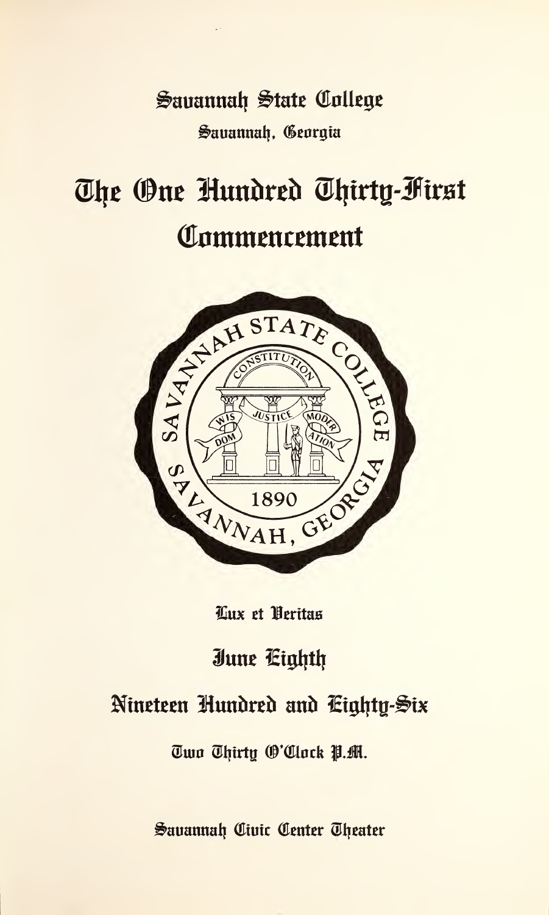Savannah State College

Savannah, Georgia

# The One Hundred Thirty-First Commencement

SAVANNAH STATE COLLEGE

CONSTITUTION

WISDOM JUSTICE MODERATION

1890

SAVANNAH, GEORGIA

Lux et Veritas

June Eighth

Nineteen Hundred and Eighty-Six

Two Thirty O'Clock P.M.

Savannah Civic Center Theater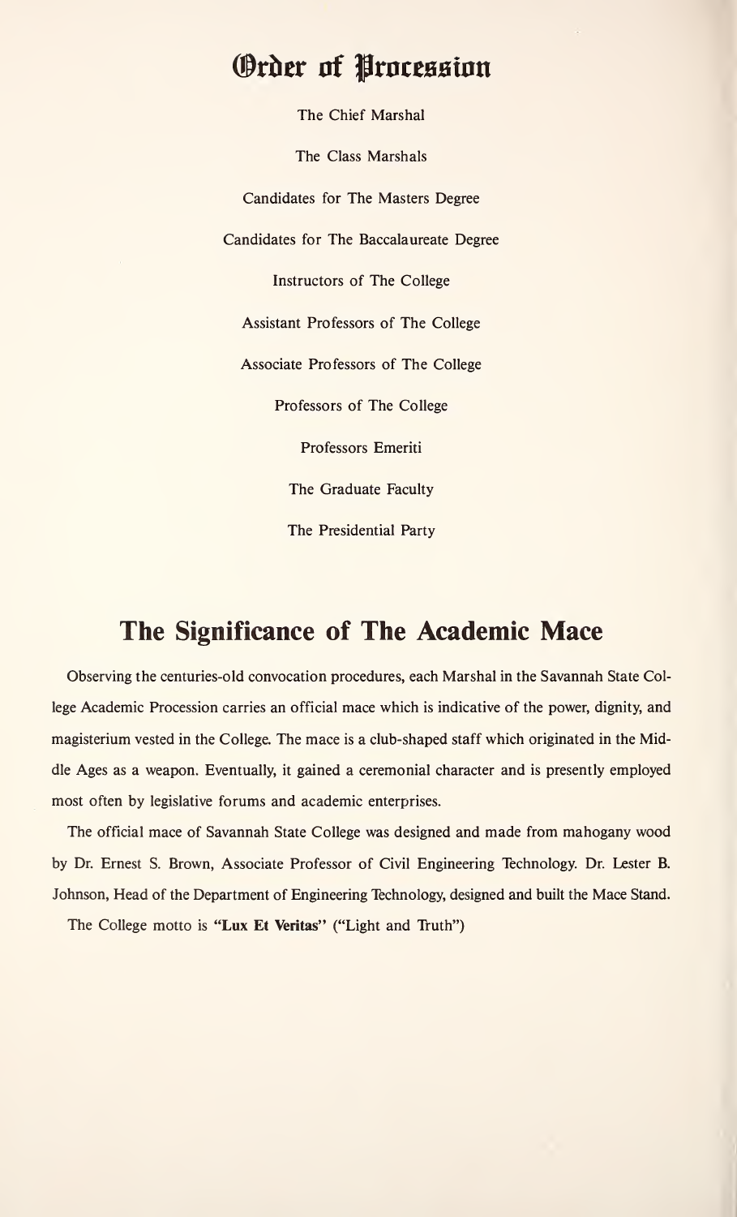# Order of Procession

The Chief Marshal

The Class Marshals

Candidates for The Masters Degree

Candidates for The Baccalaureate Degree

Instructors of The College

Assistant Professors of The College

Associate Professors of The College

Professors of The College

Professors Emeriti

The Graduate Faculty

The Presidential Party

# The Significance of The Academic Mace

Observing the centuries-old convocation procedures, each Marshal in the Savannah State College Academic Procession carries an official mace which is indicative of the power, dignity, and magisterium vested in the College. The mace is a club-shaped staff which originated in the Middle Ages as a weapon. Eventually, it gained a ceremonial character and is presently employed most often by legislative forums and academic enterprises.

The official mace of Savannah State College was designed and made from mahogany wood by Dr. Ernest S. Brown, Associate Professor of Civil Engineering Technology. Dr. Lester B. Johnson, Head of the Department of Engineering Technology, designed and built the Mace Stand.

The College motto is **"Lux Et Veritas"** ("Light and Truth")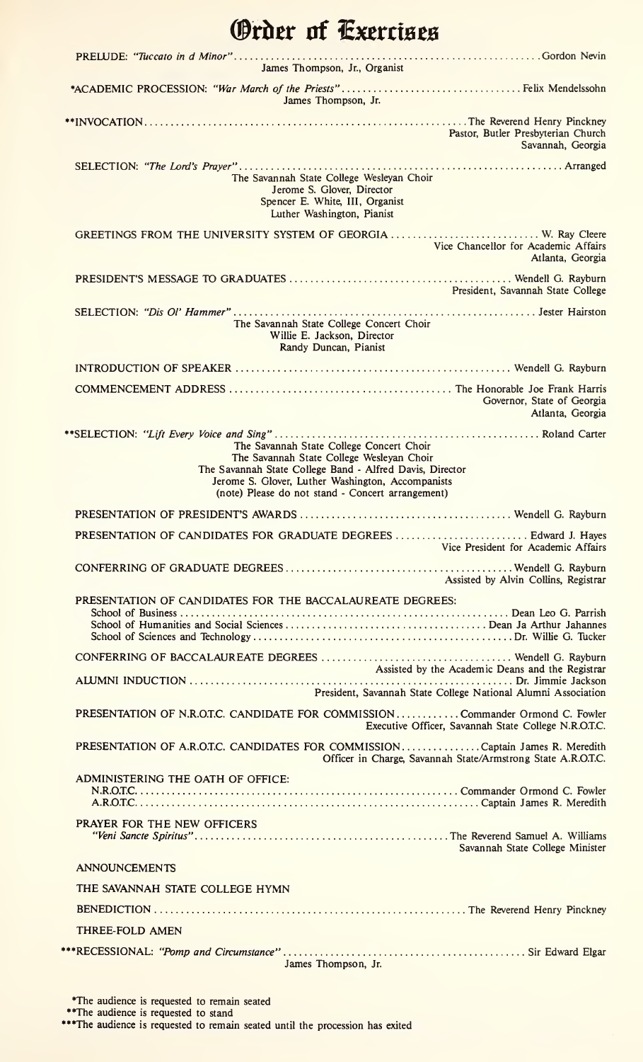# Order of Exercises

PRELUDE: *"Tuccato in d Minor"* ........ Gordon Nevin
James Thompson, Jr., Organist

*ACADEMIC PROCESSION: *"War March of the Priests"* ........ Felix Mendelssohn
James Thompson, Jr.

**INVOCATION ........ The Reverend Henry Pinckney
Pastor, Butler Presbyterian Church
Savannah, Georgia

SELECTION: *"The Lord's Prayer"* ........ Arranged
The Savannah State College Wesleyan Choir
Jerome S. Glover, Director
Spencer E. White, III, Organist
Luther Washington, Pianist

GREETINGS FROM THE UNIVERSITY SYSTEM OF GEORGIA ........ W. Ray Cleere
Vice Chancellor for Academic Affairs
Atlanta, Georgia

PRESIDENT'S MESSAGE TO GRADUATES ........ Wendell G. Rayburn
President, Savannah State College

SELECTION: *"Dis Ol' Hammer"* ........ Jester Hairston
The Savannah State College Concert Choir
Willie E. Jackson, Director
Randy Duncan, Pianist

INTRODUCTION OF SPEAKER ........ Wendell G. Rayburn

COMMENCEMENT ADDRESS ........ The Honorable Joe Frank Harris
Governor, State of Georgia
Atlanta, Georgia

**SELECTION: *"Lift Every Voice and Sing"* ........ Roland Carter
The Savannah State College Concert Choir
The Savannah State College Wesleyan Choir
The Savannah State College Band - Alfred Davis, Director
Jerome S. Glover, Luther Washington, Accompanists
(note) Please do not stand - Concert arrangement)

PRESENTATION OF PRESIDENT'S AWARDS ........ Wendell G. Rayburn

PRESENTATION OF CANDIDATES FOR GRADUATE DEGREES ........ Edward J. Hayes
Vice President for Academic Affairs

CONFERRING OF GRADUATE DEGREES ........ Wendell G. Rayburn
Assisted by Alvin Collins, Registrar

PRESENTATION OF CANDIDATES FOR THE BACCALAUREATE DEGREES:
School of Business ........ Dean Leo G. Parrish
School of Humanities and Social Sciences ........ Dean Ja Arthur Jahannes
School of Sciences and Technology ........ Dr. Willie G. Tucker

CONFERRING OF BACCALAUREATE DEGREES ........ Wendell G. Rayburn
Assisted by the Academic Deans and the Registrar

ALUMNI INDUCTION ........ Dr. Jimmie Jackson
President, Savannah State College National Alumni Association

PRESENTATION OF N.R.O.T.C. CANDIDATE FOR COMMISSION ........ Commander Ormond C. Fowler
Executive Officer, Savannah State College N.R.O.T.C.

PRESENTATION OF A.R.O.T.C. CANDIDATES FOR COMMISSION ........ Captain James R. Meredith
Officer in Charge, Savannah State/Armstrong State A.R.O.T.C.

ADMINISTERING THE OATH OF OFFICE:
N.R.O.T.C. ........ Commander Ormond C. Fowler
A.R.O.T.C. ........ Captain James R. Meredith

PRAYER FOR THE NEW OFFICERS
*"Veni Sancte Spiritus"* ........ The Reverend Samuel A. Williams
Savannah State College Minister

ANNOUNCEMENTS

THE SAVANNAH STATE COLLEGE HYMN

BENEDICTION ........ The Reverend Henry Pinckney

THREE-FOLD AMEN

***RECESSIONAL: *"Pomp and Circumstance"* ........ Sir Edward Elgar
James Thompson, Jr.

*The audience is requested to remain seated
**The audience is requested to stand
***The audience is requested to remain seated until the procession has exited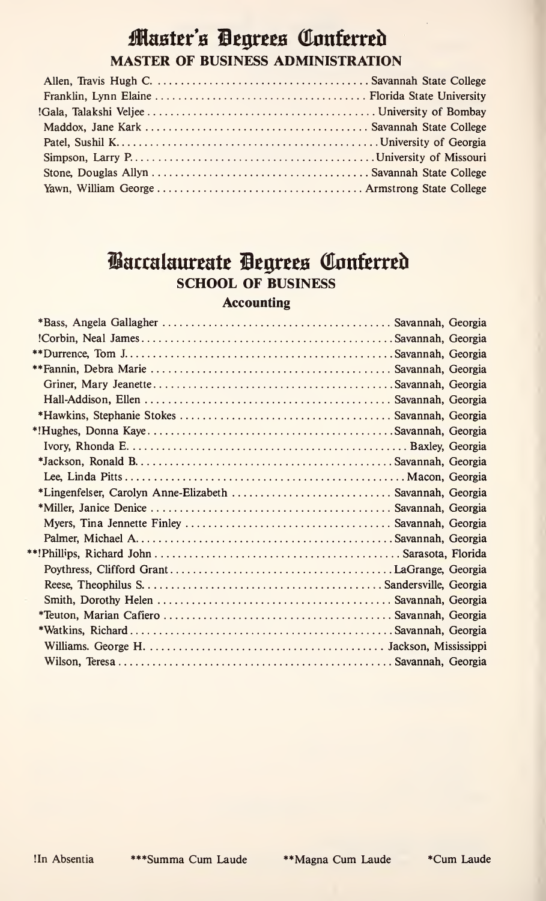# Master's Degrees Conferred

## MASTER OF BUSINESS ADMINISTRATION

Allen, Travis Hugh C. .................................... Savannah State College
Franklin, Lynn Elaine .................................... Florida State University
!Gala, Talakshi Veljee .................................... University of Bombay
Maddox, Jane Kark .................................... Savannah State College
Patel, Sushil K. .................................... University of Georgia
Simpson, Larry P. .................................... University of Missouri
Stone, Douglas Allyn .................................... Savannah State College
Yawn, William George .................................... Armstrong State College

# Baccalaureate Degrees Conferred

## SCHOOL OF BUSINESS

### Accounting

*Bass, Angela Gallagher .................................... Savannah, Georgia
!Corbin, Neal James .................................... Savannah, Georgia
**Durrence, Tom J. .................................... Savannah, Georgia
**Fannin, Debra Marie .................................... Savannah, Georgia
Griner, Mary Jeanette .................................... Savannah, Georgia
Hall-Addison, Ellen .................................... Savannah, Georgia
*Hawkins, Stephanie Stokes .................................... Savannah, Georgia
*!Hughes, Donna Kaye .................................... Savannah, Georgia
Ivory, Rhonda E. .................................... Baxley, Georgia
*Jackson, Ronald B. .................................... Savannah, Georgia
Lee, Linda Pitts .................................... Macon, Georgia
*Lingenfelser, Carolyn Anne-Elizabeth .................................... Savannah, Georgia
*Miller, Janice Denice .................................... Savannah, Georgia
Myers, Tina Jennette Finley .................................... Savannah, Georgia
Palmer, Michael A. .................................... Savannah, Georgia
**!Phillips, Richard John .................................... Sarasota, Florida
Poythress, Clifford Grant .................................... LaGrange, Georgia
Reese, Theophilus S. .................................... Sandersville, Georgia
Smith, Dorothy Helen .................................... Savannah, Georgia
*Teuton, Marian Cafiero .................................... Savannah, Georgia
*Watkins, Richard .................................... Savannah, Georgia
Williams. George H. .................................... Jackson, Mississippi
Wilson, Teresa .................................... Savannah, Georgia

!In Absentia ***Summa Cum Laude **Magna Cum Laude *Cum Laude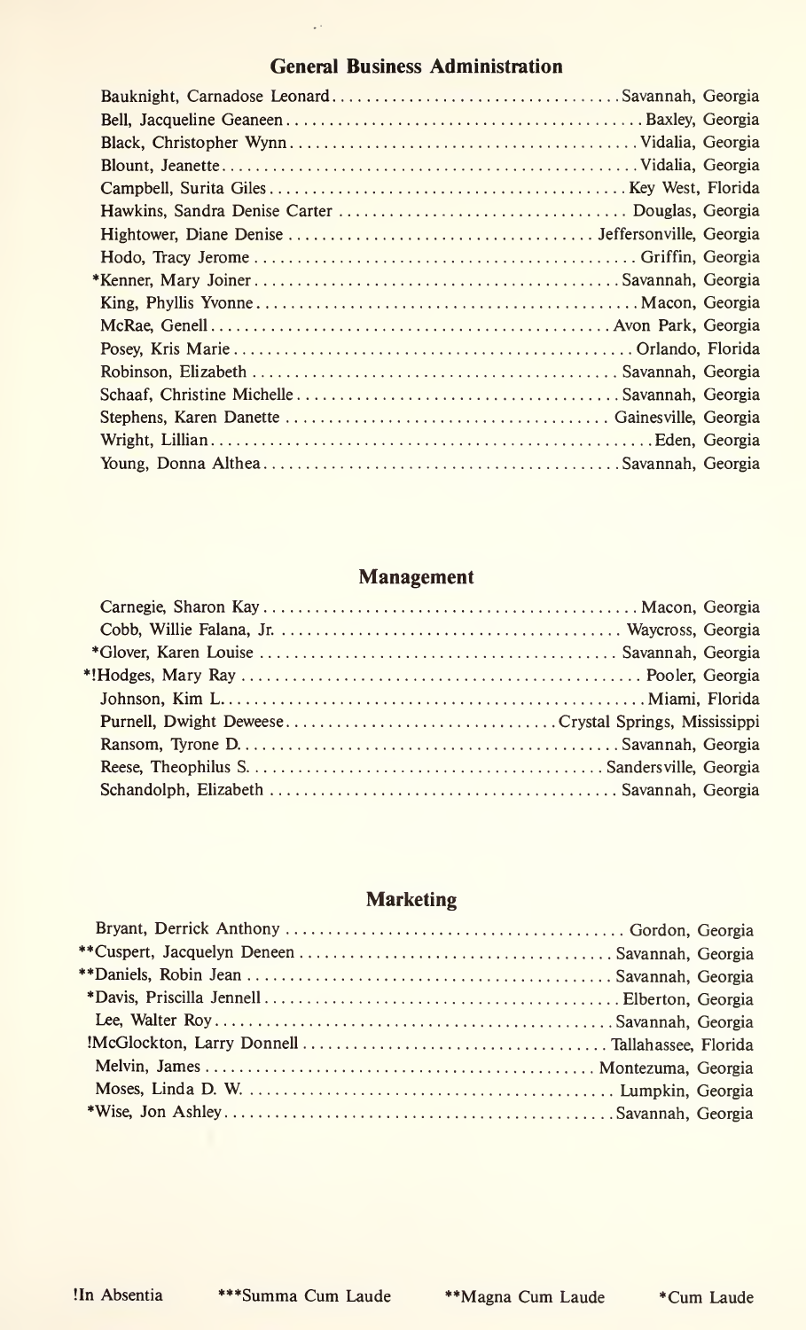## General Business Administration

Bauknight, Carnadose Leonard..................................Savannah, Georgia
Bell, Jacqueline Geaneen..........................................Baxley, Georgia
Black, Christopher Wynn.........................................Vidalia, Georgia
Blount, Jeanette.................................................Vidalia, Georgia
Campbell, Surita Giles..........................................Key West, Florida
Hawkins, Sandra Denise Carter .................................. Douglas, Georgia
Hightower, Diane Denise .................................... Jeffersonville, Georgia
Hodo, Tracy Jerome ............................................. Griffin, Georgia
*Kenner, Mary Joiner............................................Savannah, Georgia
King, Phyllis Yvonne.............................................Macon, Georgia
McRae, Genell...............................................Avon Park, Georgia
Posey, Kris Marie...............................................Orlando, Florida
Robinson, Elizabeth ........................................... Savannah, Georgia
Schaaf, Christine Michelle......................................Savannah, Georgia
Stephens, Karen Danette ...................................... Gainesville, Georgia
Wright, Lillian....................................................Eden, Georgia
Young, Donna Althea..........................................Savannah, Georgia

## Management

Carnegie, Sharon Kay............................................Macon, Georgia
Cobb, Willie Falana, Jr. ........................................ Waycross, Georgia
*Glover, Karen Louise .......................................... Savannah, Georgia
*!Hodges, Mary Ray ............................................... Pooler, Georgia
Johnson, Kim L..................................................Miami, Florida
Purnell, Dwight Deweese..............................Crystal Springs, Mississippi
Ransom, Tyrone D............................................Savannah, Georgia
Reese, Theophilus S..........................................Sandersville, Georgia
Schandolph, Elizabeth ........................................ Savannah, Georgia

## Marketing

Bryant, Derrick Anthony ........................................ Gordon, Georgia
**Cuspert, Jacquelyn Deneen .................................... Savannah, Georgia
**Daniels, Robin Jean ........................................... Savannah, Georgia
*Davis, Priscilla Jennell..........................................Elberton, Georgia
Lee, Walter Roy..............................................Savannah, Georgia
!McGlockton, Larry Donnell.................................... Tallahassee, Florida
Melvin, James ............................................. Montezuma, Georgia
Moses, Linda D. W. ........................................... Lumpkin, Georgia
*Wise, Jon Ashley.............................................Savannah, Georgia

!In Absentia ***Summa Cum Laude **Magna Cum Laude *Cum Laude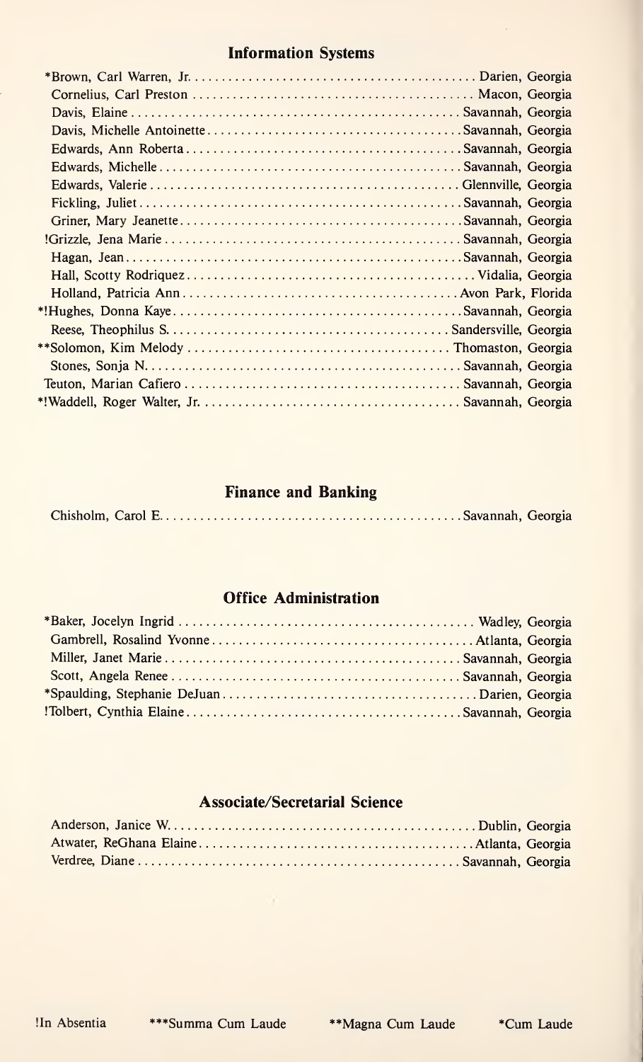## Information Systems

*Brown, Carl Warren, Jr. .......................................... Darien, Georgia
Cornelius, Carl Preston .......................................... Macon, Georgia
Davis, Elaine .......................................... Savannah, Georgia
Davis, Michelle Antoinette .......................................... Savannah, Georgia
Edwards, Ann Roberta .......................................... Savannah, Georgia
Edwards, Michelle .......................................... Savannah, Georgia
Edwards, Valerie .......................................... Glennville, Georgia
Fickling, Juliet .......................................... Savannah, Georgia
Griner, Mary Jeanette .......................................... Savannah, Georgia
!Grizzle, Jena Marie .......................................... Savannah, Georgia
Hagan, Jean .......................................... Savannah, Georgia
Hall, Scotty Rodriquez .......................................... Vidalia, Georgia
Holland, Patricia Ann .......................................... Avon Park, Florida
*!Hughes, Donna Kaye .......................................... Savannah, Georgia
Reese, Theophilus S. .......................................... Sandersville, Georgia
**Solomon, Kim Melody .......................................... Thomaston, Georgia
Stones, Sonja N. .......................................... Savannah, Georgia
Teuton, Marian Cafiero .......................................... Savannah, Georgia
*!Waddell, Roger Walter, Jr. .......................................... Savannah, Georgia

## Finance and Banking

Chisholm, Carol E. .......................................... Savannah, Georgia

## Office Administration

*Baker, Jocelyn Ingrid .......................................... Wadley, Georgia
Gambrell, Rosalind Yvonne .......................................... Atlanta, Georgia
Miller, Janet Marie .......................................... Savannah, Georgia
Scott, Angela Renee .......................................... Savannah, Georgia
*Spaulding, Stephanie DeJuan .......................................... Darien, Georgia
!Tolbert, Cynthia Elaine .......................................... Savannah, Georgia

## Associate/Secretarial Science

Anderson, Janice W. .......................................... Dublin, Georgia
Atwater, ReGhana Elaine .......................................... Atlanta, Georgia
Verdree, Diane .......................................... Savannah, Georgia

!In Absentia ***Summa Cum Laude **Magna Cum Laude *Cum Laude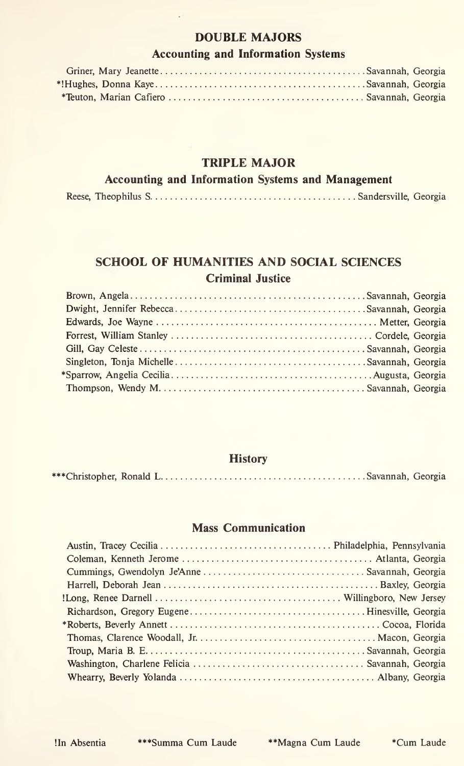## DOUBLE MAJORS

### Accounting and Information Systems

Griner, Mary Jeanette .......... Savannah, Georgia
*!Hughes, Donna Kaye .......... Savannah, Georgia
*Teuton, Marian Cafiero .......... Savannah, Georgia

## TRIPLE MAJOR

### Accounting and Information Systems and Management

Reese, Theophilus S. .......... Sandersville, Georgia

## SCHOOL OF HUMANITIES AND SOCIAL SCIENCES

### Criminal Justice

Brown, Angela .......... Savannah, Georgia
Dwight, Jennifer Rebecca .......... Savannah, Georgia
Edwards, Joe Wayne .......... Metter, Georgia
Forrest, William Stanley .......... Cordele, Georgia
Gill, Gay Celeste .......... Savannah, Georgia
Singleton, Tonja Michelle .......... Savannah, Georgia
*Sparrow, Angelia Cecilia .......... Augusta, Georgia
Thompson, Wendy M. .......... Savannah, Georgia

### History

***Christopher, Ronald L. .......... Savannah, Georgia

### Mass Communication

Austin, Tracey Cecilia .......... Philadelphia, Pennsylvania
Coleman, Kenneth Jerome .......... Atlanta, Georgia
Cummings, Gwendolyn Je'Anne .......... Savannah, Georgia
Harrell, Deborah Jean .......... Baxley, Georgia
!Long, Renee Darnell .......... Willingboro, New Jersey
Richardson, Gregory Eugene .......... Hinesville, Georgia
*Roberts, Beverly Annett .......... Cocoa, Florida
Thomas, Clarence Woodall, Jr. .......... Macon, Georgia
Troup, Maria B. E. .......... Savannah, Georgia
Washington, Charlene Felicia .......... Savannah, Georgia
Whearry, Beverly Yolanda .......... Albany, Georgia

!In Absentia ***Summa Cum Laude **Magna Cum Laude *Cum Laude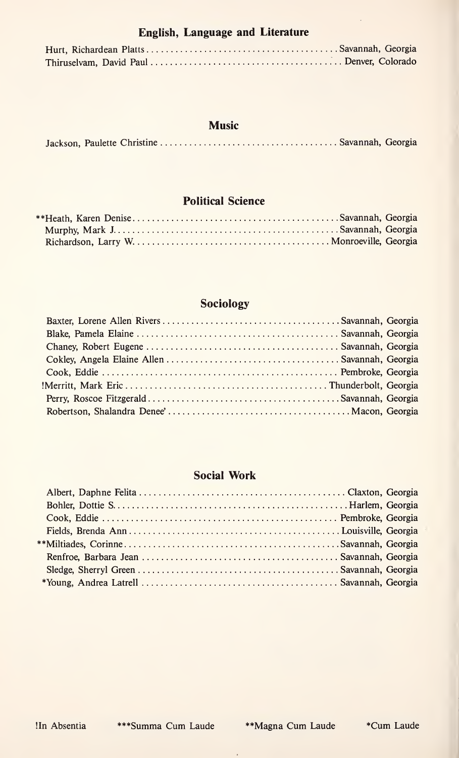## English, Language and Literature

Hurt, Richardean Platts .......... Savannah, Georgia
Thiruselvam, David Paul .......... Denver, Colorado

## Music

Jackson, Paulette Christine .......... Savannah, Georgia

## Political Science

**Heath, Karen Denise .......... Savannah, Georgia
Murphy, Mark J. .......... Savannah, Georgia
Richardson, Larry W. .......... Monroeville, Georgia

## Sociology

Baxter, Lorene Allen Rivers .......... Savannah, Georgia
Blake, Pamela Elaine .......... Savannah, Georgia
Chaney, Robert Eugene .......... Savannah, Georgia
Cokley, Angela Elaine Allen .......... Savannah, Georgia
Cook, Eddie .......... Pembroke, Georgia
!Merritt, Mark Eric .......... Thunderbolt, Georgia
Perry, Roscoe Fitzgerald .......... Savannah, Georgia
Robertson, Shalandra Denee' .......... Macon, Georgia

## Social Work

Albert, Daphne Felita .......... Claxton, Georgia
Bohler, Dottie S. .......... Harlem, Georgia
Cook, Eddie .......... Pembroke, Georgia
Fields, Brenda Ann .......... Louisville, Georgia
**Miltiades, Corinne .......... Savannah, Georgia
Renfroe, Barbara Jean .......... Savannah, Georgia
Sledge, Sherryl Green .......... Savannah, Georgia
*Young, Andrea Latrell .......... Savannah, Georgia

!In Absentia ***Summa Cum Laude **Magna Cum Laude *Cum Laude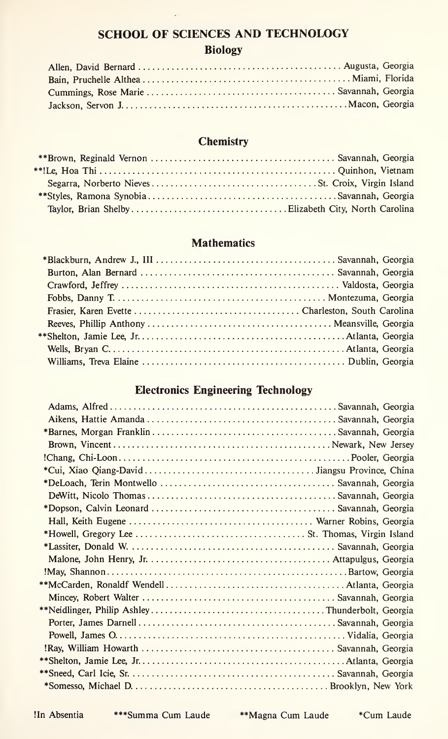# SCHOOL OF SCIENCES AND TECHNOLOGY

## Biology

Allen, David Bernard .......... Augusta, Georgia
Bain, Pruchelle Althea .......... Miami, Florida
Cummings, Rose Marie .......... Savannah, Georgia
Jackson, Servon J. .......... Macon, Georgia

## Chemistry

**Brown, Reginald Vernon .......... Savannah, Georgia
**!Le, Hoa Thi .......... Quinhon, Vietnam
Segarra, Norberto Nieves .......... St. Croix, Virgin Island
**Styles, Ramona Synobia .......... Savannah, Georgia
Taylor, Brian Shelby .......... Elizabeth City, North Carolina

## Mathematics

*Blackburn, Andrew J., III .......... Savannah, Georgia
Burton, Alan Bernard .......... Savannah, Georgia
Crawford, Jeffrey .......... Valdosta, Georgia
Fobbs, Danny T. .......... Montezuma, Georgia
Frasier, Karen Evette .......... Charleston, South Carolina
Reeves, Phillip Anthony .......... Meansville, Georgia
**Shelton, Jamie Lee, Jr. .......... Atlanta, Georgia
Wells, Bryan C. .......... Atlanta, Georgia
Williams, Treva Elaine .......... Dublin, Georgia

## Electronics Engineering Technology

Adams, Alfred .......... Savannah, Georgia
Aikens, Hattie Amanda .......... Savannah, Georgia
*Barnes, Morgan Franklin .......... Savannah, Georgia
Brown, Vincent .......... Newark, New Jersey
!Chang, Chi-Loon .......... Pooler, Georgia
*Cui, Xiao Qiang-David .......... Jiangsu Province, China
*DeLoach, Terin Montwello .......... Savannah, Georgia
DeWitt, Nicolo Thomas .......... Savannah, Georgia
*Dopson, Calvin Leonard .......... Savannah, Georgia
Hall, Keith Eugene .......... Warner Robins, Georgia
*Howell, Gregory Lee .......... St. Thomas, Virgin Island
*Lassiter, Donald W. .......... Savannah, Georgia
Malone, John Henry, Jr. .......... Attapulgus, Georgia
!May, Shannon .......... Bartow, Georgia
**McCarden, Ronaldf Wendell .......... Atlanta, Georgia
Mincey, Robert Walter .......... Savannah, Georgia
**Neidlinger, Philip Ashley .......... Thunderbolt, Georgia
Porter, James Darnell .......... Savannah, Georgia
Powell, James O. .......... Vidalia, Georgia
!Ray, William Howarth .......... Savannah, Georgia
**Shelton, Jamie Lee, Jr. .......... Atlanta, Georgia
**Sneed, Carl Icie, Sr. .......... Savannah, Georgia
*Somesso, Michael D. .......... Brooklyn, New York

!In Absentia ***Summa Cum Laude **Magna Cum Laude *Cum Laude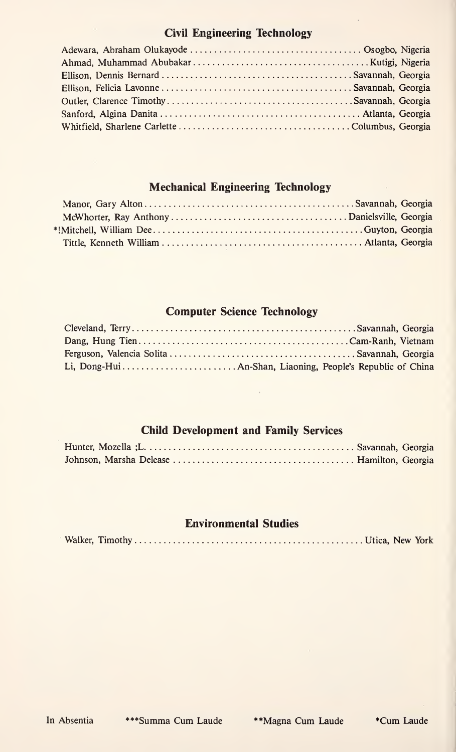## Civil Engineering Technology

Adewara, Abraham Olukayode .................................... Osogbo, Nigeria
Ahmad, Muhammad Abubakar .................................... Kutigi, Nigeria
Ellison, Dennis Bernard .................................... Savannah, Georgia
Ellison, Felicia Lavonne .................................... Savannah, Georgia
Outler, Clarence Timothy .................................... Savannah, Georgia
Sanford, Algina Danita .................................... Atlanta, Georgia
Whitfield, Sharlene Carlette .................................... Columbus, Georgia

## Mechanical Engineering Technology

Manor, Gary Alton .................................... Savannah, Georgia
McWhorter, Ray Anthony .................................... Danielsville, Georgia
*!Mitchell, William Dee .................................... Guyton, Georgia
Tittle, Kenneth William .................................... Atlanta, Georgia

## Computer Science Technology

Cleveland, Terry .................................... Savannah, Georgia
Dang, Hung Tien .................................... Cam-Ranh, Vietnam
Ferguson, Valencia Solita .................................... Savannah, Georgia
Li, Dong-Hui .................................... An-Shan, Liaoning, People's Republic of China

## Child Development and Family Services

Hunter, Mozella ;L. .................................... Savannah, Georgia
Johnson, Marsha Delease .................................... Hamilton, Georgia

## Environmental Studies

Walker, Timothy .................................... Utica, New York

In Absentia ***Summa Cum Laude **Magna Cum Laude *Cum Laude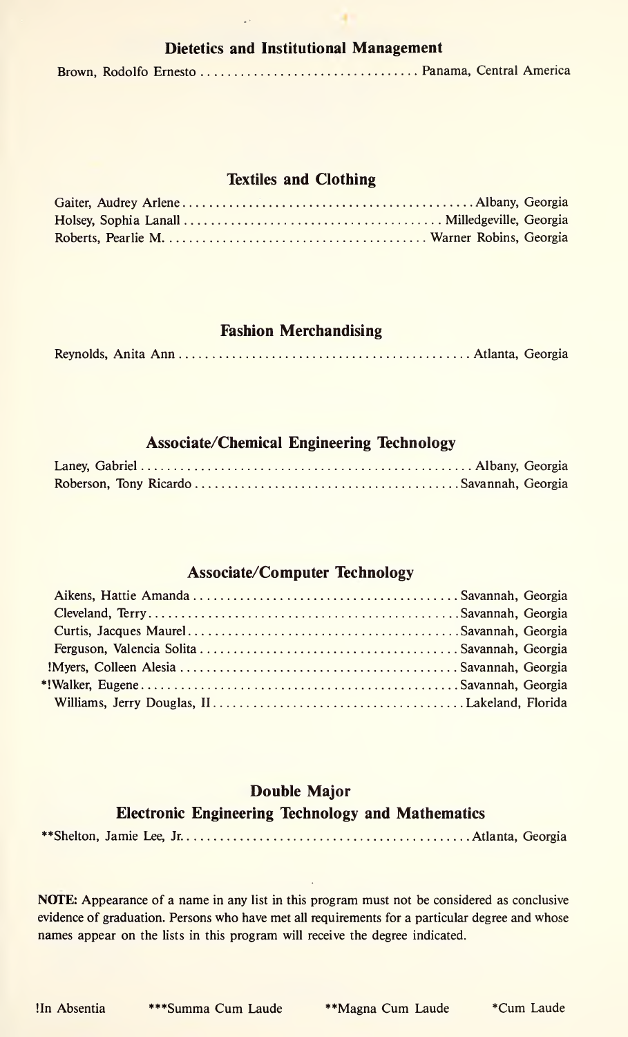### Dietetics and Institutional Management

Brown, Rodolfo Ernesto ................................ Panama, Central America

### Textiles and Clothing

Gaiter, Audrey Arlene ................................ Albany, Georgia
Holsey, Sophia Lanall ................................ Milledgeville, Georgia
Roberts, Pearlie M. ................................ Warner Robins, Georgia

### Fashion Merchandising

Reynolds, Anita Ann ................................ Atlanta, Georgia

### Associate/Chemical Engineering Technology

Laney, Gabriel ................................ Albany, Georgia
Roberson, Tony Ricardo ................................ Savannah, Georgia

### Associate/Computer Technology

Aikens, Hattie Amanda ................................ Savannah, Georgia
Cleveland, Terry ................................ Savannah, Georgia
Curtis, Jacques Maurel ................................ Savannah, Georgia
Ferguson, Valencia Solita ................................ Savannah, Georgia
!Myers, Colleen Alesia ................................ Savannah, Georgia
*!Walker, Eugene ................................ Savannah, Georgia
Williams, Jerry Douglas, II ................................ Lakeland, Florida

### Double Major
### Electronic Engineering Technology and Mathematics

**Shelton, Jamie Lee, Jr. ................................ Atlanta, Georgia

**NOTE:** Appearance of a name in any list in this program must not be considered as conclusive evidence of graduation. Persons who have met all requirements for a particular degree and whose names appear on the lists in this program will receive the degree indicated.

!In Absentia ***Summa Cum Laude **Magna Cum Laude *Cum Laude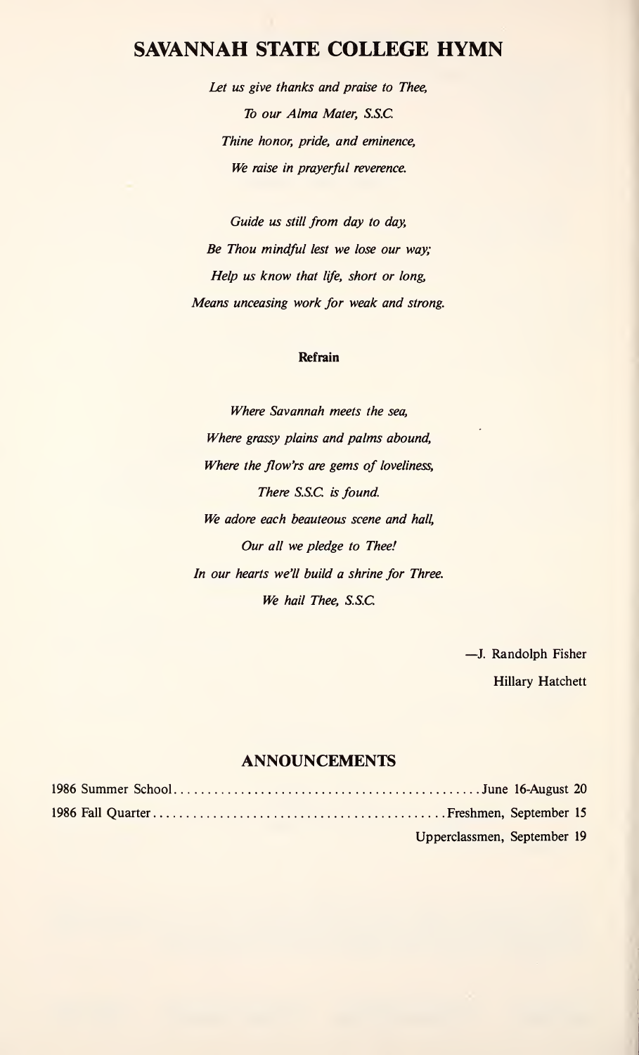## SAVANNAH STATE COLLEGE HYMN

*Let us give thanks and praise to Thee,*
*To our Alma Mater, S.S.C.*
*Thine honor, pride, and eminence,*
*We raise in prayerful reverence.*

*Guide us still from day to day,*
*Be Thou mindful lest we lose our way;*
*Help us know that life, short or long,*
*Means unceasing work for weak and strong.*

**Refrain**

*Where Savannah meets the sea,*
*Where grassy plains and palms abound,*
*Where the flow'rs are gems of loveliness,*
*There S.S.C. is found.*
*We adore each beauteous scene and hall,*
*Our all we pledge to Thee!*
*In our hearts we'll build a shrine for Three.*
*We hail Thee, S.S.C.*

—J. Randolph Fisher
Hillary Hatchett

## ANNOUNCEMENTS

1986 Summer School .......... June 16-August 20
1986 Fall Quarter .......... Freshmen, September 15
Upperclassmen, September 19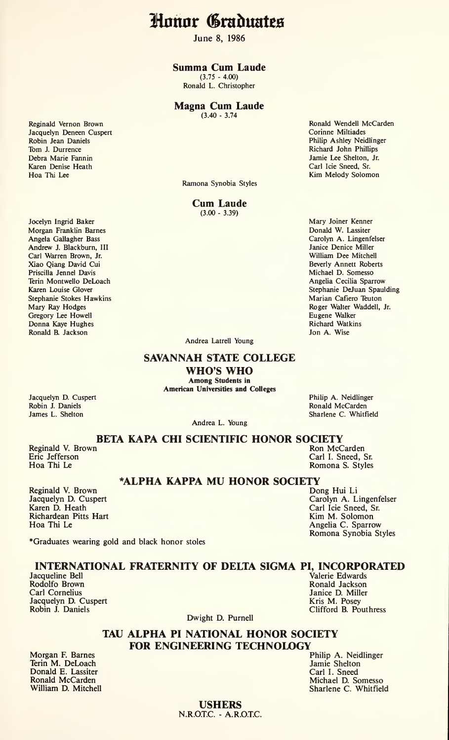# Honor Graduates

June 8, 1986

## Summa Cum Laude

(3.75 - 4.00)

Ronald L. Christopher

## Magna Cum Laude

(3.40 - 3.74

Reginald Vernon Brown
Jacquelyn Deneen Cuspert
Robin Jean Daniels
Tom J. Durrence
Debra Marie Fannin
Karen Denise Heath
Hoa Thi Lee
Ronald Wendell McCarden
Corinne Miltiades
Philip Ashley Neidlinger
Richard John Phillips
Jamie Lee Shelton, Jr.
Carl Icie Sneed, Sr.
Kim Melody Solomon
Ramona Synobia Styles

## Cum Laude

(3.00 - 3.39)

Jocelyn Ingrid Baker
Morgan Franklin Barnes
Angela Gallagher Bass
Andrew J. Blackburn, III
Carl Warren Brown, Jr.
Xiao Qiang David Cui
Priscilla Jennel Davis
Terin Montwello DeLoach
Karen Louise Glover
Stephanie Stokes Hawkins
Mary Ray Hodges
Gregory Lee Howell
Donna Kaye Hughes
Ronald B. Jackson
Mary Joiner Kenner
Donald W. Lassiter
Carolyn A. Lingenfelser
Janice Denice Miller
William Dee Mitchell
Beverly Annett Roberts
Michael D. Somesso
Angelia Cecilia Sparrow
Stephanie DeJuan Spaulding
Marian Cafiero Teuton
Roger Walter Waddell, Jr.
Eugene Walker
Richard Watkins
Jon A. Wise
Andrea Latrell Young

## SAVANNAH STATE COLLEGE WHO'S WHO

**Among Students in American Universities and Colleges**

Jacquelyn D. Cuspert
Robin J. Daniels
James L. Shelton
Philip A. Neidlinger
Ronald McCarden
Sharlene C. Whitfield
Andrea L. Young

## BETA KAPA CHI SCIENTIFIC HONOR SOCIETY

Reginald V. Brown
Eric Jefferson
Hoa Thi Le
Ron McCarden
Carl I. Sneed, Sr.
Romona S. Styles

## *ALPHA KAPPA MU HONOR SOCIETY

Reginald V. Brown
Jacquelyn D. Cuspert
Karen D. Heath
Richardean Pitts Hart
Hoa Thi Le
Dong Hui Li
Carolyn A. Lingenfelser
Carl Icie Sneed, Sr.
Kim M. Solomon
Angelia C. Sparrow
Romona Synobia Styles

*Graduates wearing gold and black honor stoles

## INTERNATIONAL FRATERNITY OF DELTA SIGMA PI, INCORPORATED

Jacqueline Bell
Rodolfo Brown
Carl Cornelius
Jacquelyn D. Cuspert
Robin J. Daniels
Valerie Edwards
Ronald Jackson
Janice D. Miller
Kris M. Posey
Clifford B. Pouthress
Dwight D. Purnell

## TAU ALPHA PI NATIONAL HONOR SOCIETY FOR ENGINEERING TECHNOLOGY

Morgan F. Barnes
Terin M. DeLoach
Donald E. Lassiter
Ronald McCarden
William D. Mitchell
Philip A. Neidlinger
Jamie Shelton
Carl I. Sneed
Michael D. Somesso
Sharlene C. Whitfield

## USHERS

N.R.O.T.C. - A.R.O.T.C.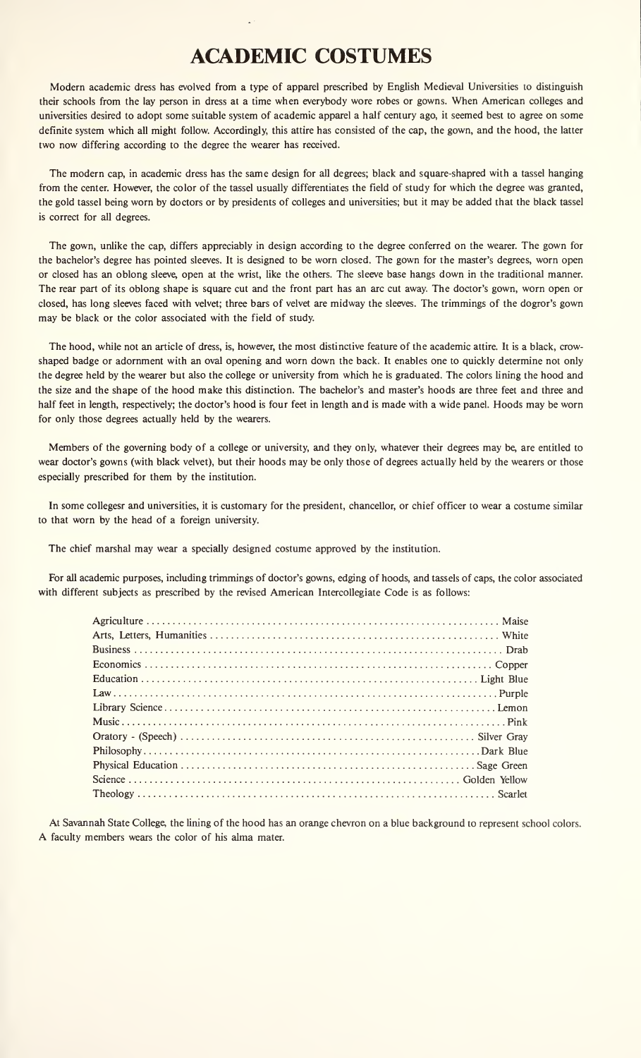# ACADEMIC COSTUMES

Modern academic dress has evolved from a type of apparel prescribed by English Medieval Universities to distinguish their schools from the lay person in dress at a time when everybody wore robes or gowns. When American colleges and universities desired to adopt some suitable system of academic apparel a half century ago, it seemed best to agree on some definite system which all might follow. Accordingly, this attire has consisted of the cap, the gown, and the hood, the latter two now differing according to the degree the wearer has received.

The modern cap, in academic dress has the same design for all degrees; black and square-shapred with a tassel hanging from the center. However, the color of the tassel usually differentiates the field of study for which the degree was granted, the gold tassel being worn by doctors or by presidents of colleges and universities; but it may be added that the black tassel is correct for all degrees.

The gown, unlike the cap, differs appreciably in design according to the degree conferred on the wearer. The gown for the bachelor's degree has pointed sleeves. It is designed to be worn closed. The gown for the master's degrees, worn open or closed has an oblong sleeve, open at the wrist, like the others. The sleeve base hangs down in the traditional manner. The rear part of its oblong shape is square cut and the front part has an arc cut away. The doctor's gown, worn open or closed, has long sleeves faced with velvet; three bars of velvet are midway the sleeves. The trimmings of the dogror's gown may be black or the color associated with the field of study.

The hood, while not an article of dress, is, however, the most distinctive feature of the academic attire. It is a black, crow-shaped badge or adornment with an oval opening and worn down the back. It enables one to quickly determine not only the degree held by the wearer but also the college or university from which he is graduated. The colors lining the hood and the size and the shape of the hood make this distinction. The bachelor's and master's hoods are three feet and three and half feet in length, respectively; the doctor's hood is four feet in length and is made with a wide panel. Hoods may be worn for only those degrees actually held by the wearers.

Members of the governing body of a college or university, and they only, whatever their degrees may be, are entitled to wear doctor's gowns (with black velvet), but their hoods may be only those of degrees actually held by the wearers or those especially prescribed for them by the institution.

In some collegesr and universities, it is customary for the president, chancellor, or chief officer to wear a costume similar to that worn by the head of a foreign university.

The chief marshal may wear a specially designed costume approved by the institution.

For all academic purposes, including trimmings of doctor's gowns, edging of hoods, and tassels of caps, the color associated with different subjects as prescribed by the revised American Intercollegiate Code is as follows:

| | |
|---|---|
| Agriculture | Maise |
| Arts, Letters, Humanities | White |
| Business | Drab |
| Economics | Copper |
| Education | Light Blue |
| Law | Purple |
| Library Science | Lemon |
| Music | Pink |
| Oratory - (Speech) | Silver Gray |
| Philosophy | Dark Blue |
| Physical Education | Sage Green |
| Science | Golden Yellow |
| Theology | Scarlet |

At Savannah State College, the lining of the hood has an orange chevron on a blue background to represent school colors. A faculty members wears the color of his alma mater.